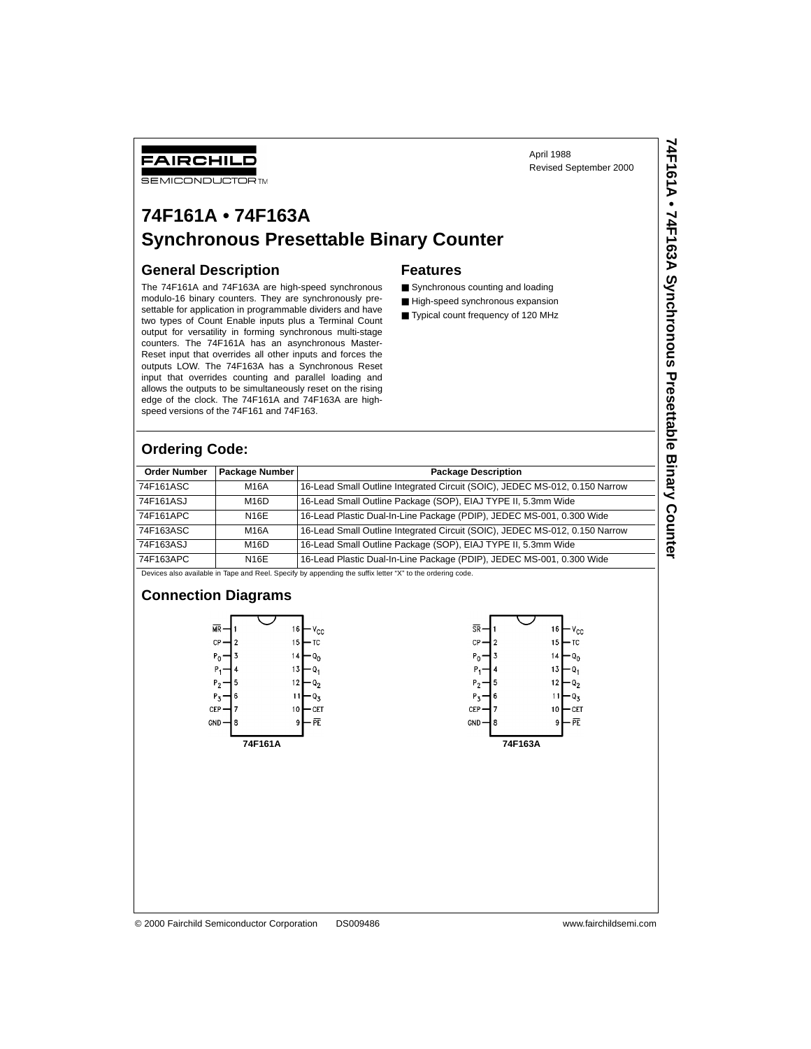FAIRCHILD
SEMICONDUCTOR™

April 1988
Revised September 2000

# 74F161A • 74F163A Synchronous Presettable Binary Counter

## General Description

The 74F161A and 74F163A are high-speed synchronous modulo-16 binary counters. They are synchronously presettable for application in programmable dividers and have two types of Count Enable inputs plus a Terminal Count output for versatility in forming synchronous multi-stage counters. The 74F161A has an asynchronous Master-Reset input that overrides all other inputs and forces the outputs LOW. The 74F163A has a Synchronous Reset input that overrides counting and parallel loading and allows the outputs to be simultaneously reset on the rising edge of the clock. The 74F161A and 74F163A are high-speed versions of the 74F161 and 74F163.

## Features

- Synchronous counting and loading
- High-speed synchronous expansion
- Typical count frequency of 120 MHz

## Ordering Code:

| Order Number | Package Number | Package Description |
|---|---|---|
| 74F161ASC | M16A | 16-Lead Small Outline Integrated Circuit (SOIC), JEDEC MS-012, 0.150 Narrow |
| 74F161ASJ | M16D | 16-Lead Small Outline Package (SOP), EIAJ TYPE II, 5.3mm Wide |
| 74F161APC | N16E | 16-Lead Plastic Dual-In-Line Package (PDIP), JEDEC MS-001, 0.300 Wide |
| 74F163ASC | M16A | 16-Lead Small Outline Integrated Circuit (SOIC), JEDEC MS-012, 0.150 Narrow |
| 74F163ASJ | M16D | 16-Lead Small Outline Package (SOP), EIAJ TYPE II, 5.3mm Wide |
| 74F163APC | N16E | 16-Lead Plastic Dual-In-Line Package (PDIP), JEDEC MS-001, 0.300 Wide |

Devices also available in Tape and Reel. Specify by appending the suffix letter "X" to the ordering code.

## Connection Diagrams

**74F161A**

| Pin | Name | Pin | Name |
|---|---|---|---|
| 1 | $\overline{MR}$ | 16 | $V_{CC}$ |
| 2 | CP | 15 | TC |
| 3 | $P_0$ | 14 | $Q_0$ |
| 4 | $P_1$ | 13 | $Q_1$ |
| 5 | $P_2$ | 12 | $Q_2$ |
| 6 | $P_3$ | 11 | $Q_3$ |
| 7 | CEP | 10 | CET |
| 8 | GND | 9 | $\overline{PE}$ |

**74F163A**

| Pin | Name | Pin | Name |
|---|---|---|---|
| 1 | $\overline{SR}$ | 16 | $V_{CC}$ |
| 2 | CP | 15 | TC |
| 3 | $P_0$ | 14 | $Q_0$ |
| 4 | $P_1$ | 13 | $Q_1$ |
| 5 | $P_2$ | 12 | $Q_2$ |
| 6 | $P_3$ | 11 | $Q_3$ |
| 7 | CEP | 10 | CET |
| 8 | GND | 9 | $\overline{PE}$ |

© 2000 Fairchild Semiconductor Corporation DS009486 www.fairchildsemi.com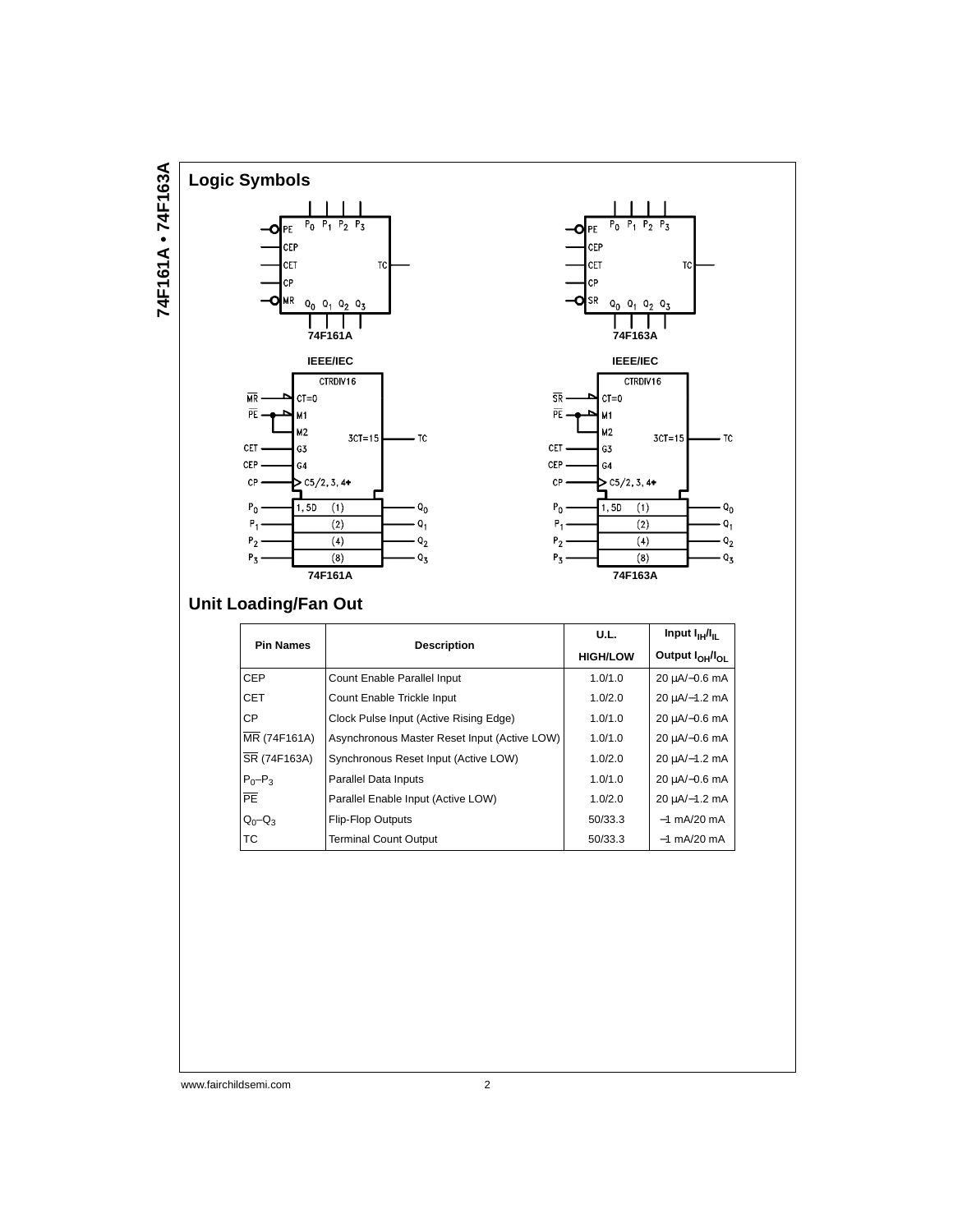## Logic Symbols

74F161A

74F163A

IEEE/IEC

74F161A

IEEE/IEC

74F163A

## Unit Loading/Fan Out

| Pin Names | Description | U.L. HIGH/LOW | Input $I_{IH}/I_{IL}$ Output $I_{OH}/I_{OL}$ |
|---|---|---|---|
| CEP | Count Enable Parallel Input | 1.0/1.0 | 20 μA/−0.6 mA |
| CET | Count Enable Trickle Input | 1.0/2.0 | 20 μA/−1.2 mA |
| CP | Clock Pulse Input (Active Rising Edge) | 1.0/1.0 | 20 μA/−0.6 mA |
| $\overline{MR}$ (74F161A) | Asynchronous Master Reset Input (Active LOW) | 1.0/1.0 | 20 μA/−0.6 mA |
| $\overline{SR}$ (74F163A) | Synchronous Reset Input (Active LOW) | 1.0/2.0 | 20 μA/−1.2 mA |
| $P_0$–$P_3$ | Parallel Data Inputs | 1.0/1.0 | 20 μA/−0.6 mA |
| $\overline{PE}$ | Parallel Enable Input (Active LOW) | 1.0/2.0 | 20 μA/−1.2 mA |
| $Q_0$–$Q_3$ | Flip-Flop Outputs | 50/33.3 | −1 mA/20 mA |
| TC | Terminal Count Output | 50/33.3 | −1 mA/20 mA |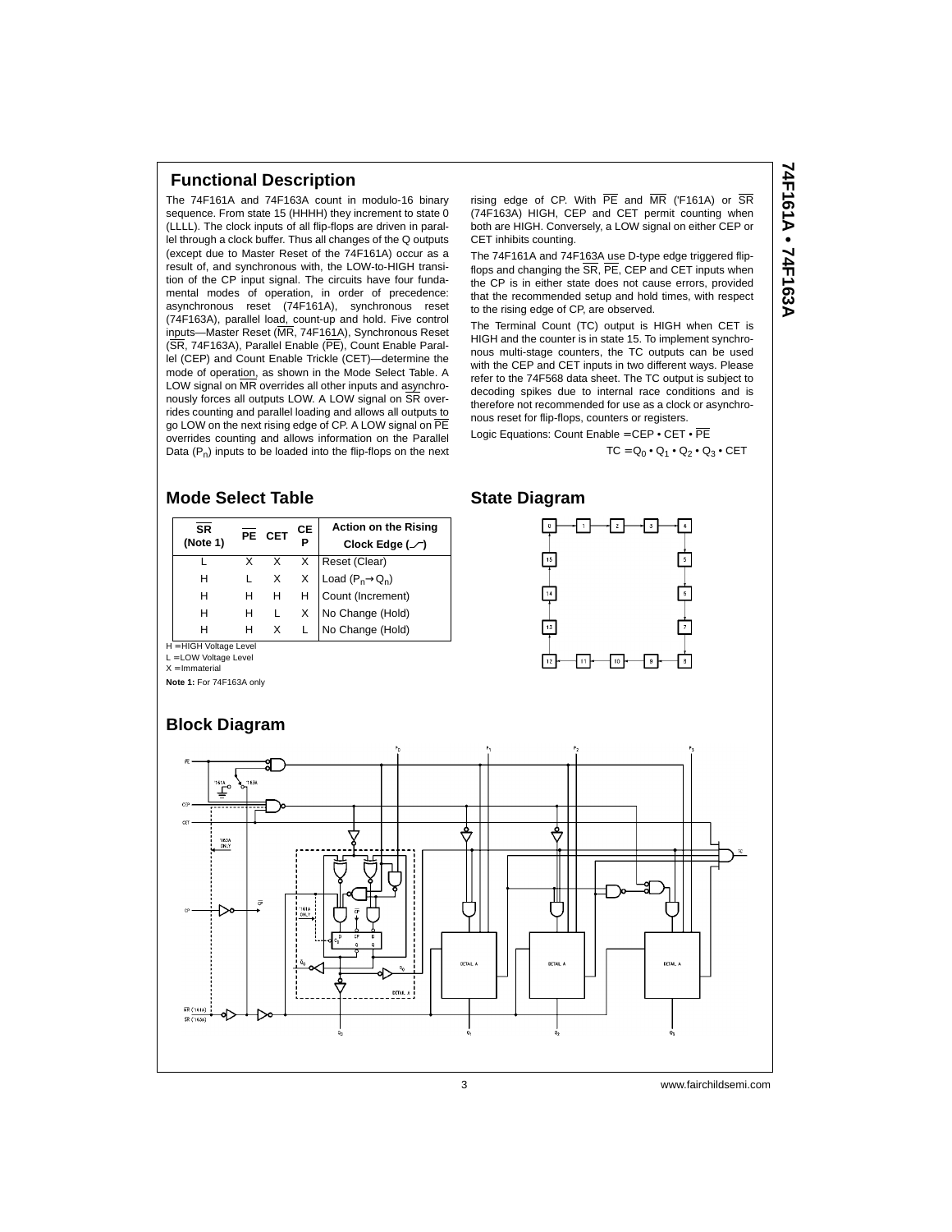## Functional Description

The 74F161A and 74F163A count in modulo-16 binary sequence. From state 15 (HHHH) they increment to state 0 (LLLL). The clock inputs of all flip-flops are driven in parallel through a clock buffer. Thus all changes of the Q outputs (except due to Master Reset of the 74F161A) occur as a result of, and synchronous with, the LOW-to-HIGH transition of the CP input signal. The circuits have four fundamental modes of operation, in order of precedence: asynchronous reset (74F161A), synchronous reset (74F163A), parallel load, count-up and hold. Five control inputs—Master Reset ($\overline{MR}$, 74F161A), Synchronous Reset ($\overline{SR}$, 74F163A), Parallel Enable ($\overline{PE}$), Count Enable Parallel (CEP) and Count Enable Trickle (CET)—determine the mode of operation, as shown in the Mode Select Table. A LOW signal on $\overline{MR}$ overrides all other inputs and asynchronously forces all outputs LOW. A LOW signal on $\overline{SR}$ overrides counting and parallel loading and allows all outputs to go LOW on the next rising edge of CP. A LOW signal on $\overline{PE}$ overrides counting and allows information on the Parallel Data ($P_n$) inputs to be loaded into the flip-flops on the next rising edge of CP. With $\overline{PE}$ and $\overline{MR}$ ('F161A) or $\overline{SR}$ (74F163A) HIGH, CEP and CET permit counting when both are HIGH. Conversely, a LOW signal on either CEP or CET inhibits counting.

The 74F161A and 74F163A use D-type edge triggered flip-flops and changing the $\overline{SR}$, $\overline{PE}$, CEP and CET inputs when the CP is in either state does not cause errors, provided that the recommended setup and hold times, with respect to the rising edge of CP, are observed.

The Terminal Count (TC) output is HIGH when CET is HIGH and the counter is in state 15. To implement synchronous multi-stage counters, the TC outputs can be used with the CEP and CET inputs in two different ways. Please refer to the 74F568 data sheet. The TC output is subject to decoding spikes due to internal race conditions and is therefore not recommended for use as a clock or asynchronous reset for flip-flops, counters or registers.

Logic Equations: Count Enable = CEP • CET • $\overline{PE}$

TC = $Q_0$ • $Q_1$ • $Q_2$ • $Q_3$ • CET

## Mode Select Table

| $\overline{SR}$ (Note 1) | $\overline{PE}$ | CET | CEP | Action on the Rising Clock Edge |
|---|---|---|---|---|
| L | X | X | X | Reset (Clear) |
| H | L | X | X | Load ($P_n \rightarrow Q_n$) |
| H | H | H | H | Count (Increment) |
| H | H | L | X | No Change (Hold) |
| H | H | X | L | No Change (Hold) |

H = HIGH Voltage Level
L = LOW Voltage Level
X = Immaterial

**Note 1:** For 74F163A only

## State Diagram

0 → 1 → 2 → 3 → 4 → 5 → 6 → 7 → 8 → 9 → 10 → 11 → 12 → 13 → 14 → 15 → 0

## Block Diagram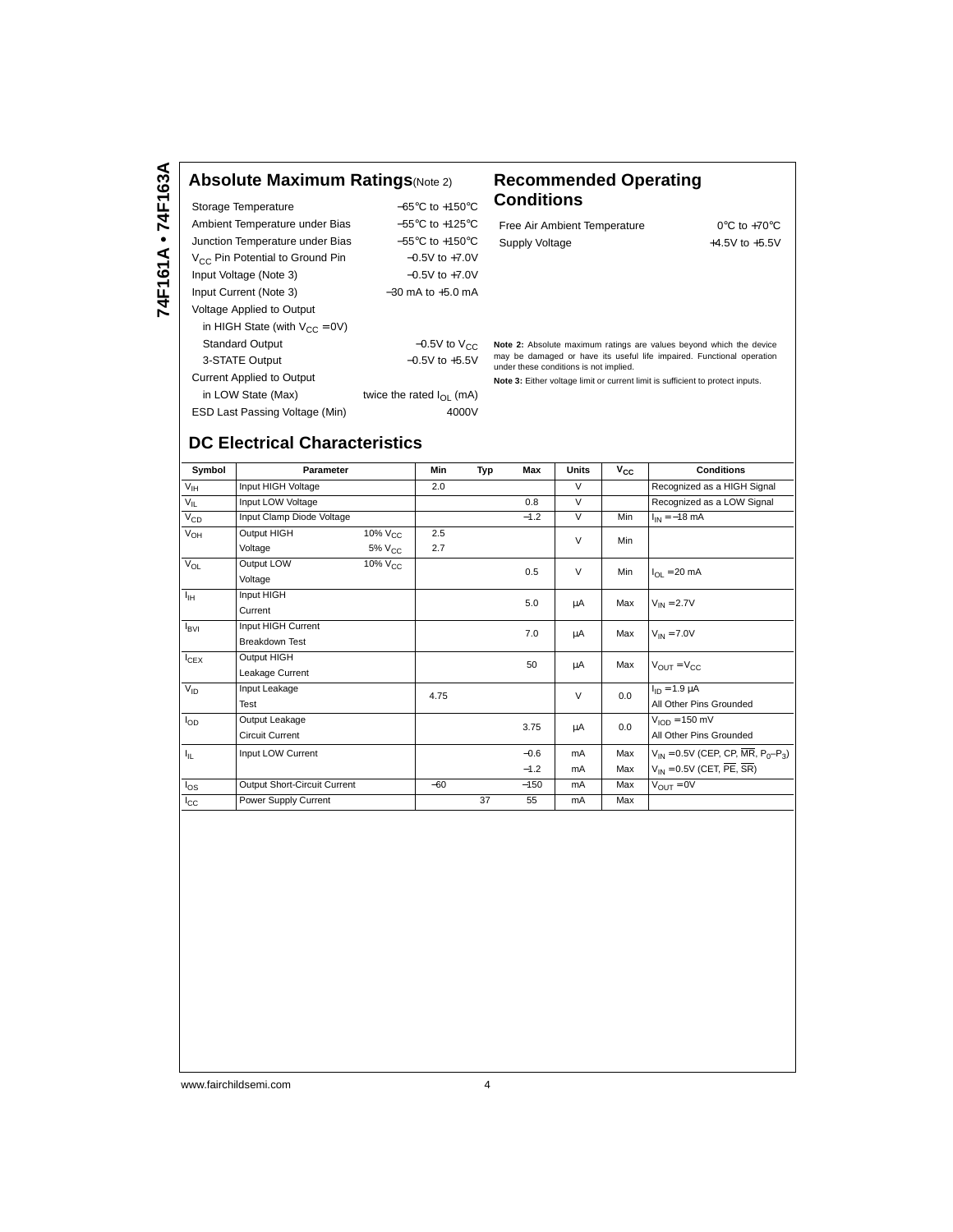## Absolute Maximum Ratings (Note 2)

| | |
|---|---|
| Storage Temperature | −65°C to +150°C |
| Ambient Temperature under Bias | −55°C to +125°C |
| Junction Temperature under Bias | −55°C to +150°C |
| $V_{CC}$ Pin Potential to Ground Pin | −0.5V to +7.0V |
| Input Voltage (Note 3) | −0.5V to +7.0V |
| Input Current (Note 3) | −30 mA to +5.0 mA |
| Voltage Applied to Output | |
| in HIGH State (with $V_{CC}$ = 0V) | |
| Standard Output | −0.5V to $V_{CC}$ |
| 3-STATE Output | −0.5V to +5.5V |
| Current Applied to Output | |
| in LOW State (Max) | twice the rated $I_{OL}$ (mA) |
| ESD Last Passing Voltage (Min) | 4000V |

## Recommended Operating Conditions

| | |
|---|---|
| Free Air Ambient Temperature | 0°C to +70°C |
| Supply Voltage | +4.5V to +5.5V |

**Note 2:** Absolute maximum ratings are values beyond which the device may be damaged or have its useful life impaired. Functional operation under these conditions is not implied.

**Note 3:** Either voltage limit or current limit is sufficient to protect inputs.

## DC Electrical Characteristics

| Symbol | Parameter | | Min | Typ | Max | Units | $V_{CC}$ | Conditions |
|---|---|---|---|---|---|---|---|---|
| $V_{IH}$ | Input HIGH Voltage | | 2.0 | | | V | | Recognized as a HIGH Signal |
| $V_{IL}$ | Input LOW Voltage | | | | 0.8 | V | | Recognized as a LOW Signal |
| $V_{CD}$ | Input Clamp Diode Voltage | | | | −1.2 | V | Min | $I_{IN}$ = −18 mA |
| $V_{OH}$ | Output HIGH Voltage | 10% $V_{CC}$ | 2.5 | | | V | Min | |
| | | 5% $V_{CC}$ | 2.7 | | | | | |
| $V_{OL}$ | Output LOW Voltage | 10% $V_{CC}$ | | | 0.5 | V | Min | $I_{OL}$ = 20 mA |
| $I_{IH}$ | Input HIGH Current | | | | 5.0 | μA | Max | $V_{IN}$ = 2.7V |
| $I_{BVI}$ | Input HIGH Current Breakdown Test | | | | 7.0 | μA | Max | $V_{IN}$ = 7.0V |
| $I_{CEX}$ | Output HIGH Leakage Current | | | | 50 | μA | Max | $V_{OUT}$ = $V_{CC}$ |
| $V_{ID}$ | Input Leakage Test | | 4.75 | | | V | 0.0 | $I_{ID}$ = 1.9 μA All Other Pins Grounded |
| $I_{OD}$ | Output Leakage Circuit Current | | | | 3.75 | μA | 0.0 | $V_{IOD}$ = 150 mV All Other Pins Grounded |
| $I_{IL}$ | Input LOW Current | | | | −0.6 | mA | Max | $V_{IN}$ = 0.5V (CEP, CP, $\overline{MR}$, $P_0$–$P_3$) |
| | | | | | −1.2 | mA | Max | $V_{IN}$ = 0.5V (CET, $\overline{PE}$, $\overline{SR}$) |
| $I_{OS}$ | Output Short-Circuit Current | | −60 | | −150 | mA | Max | $V_{OUT}$ = 0V |
| $I_{CC}$ | Power Supply Current | | | 37 | 55 | mA | Max | |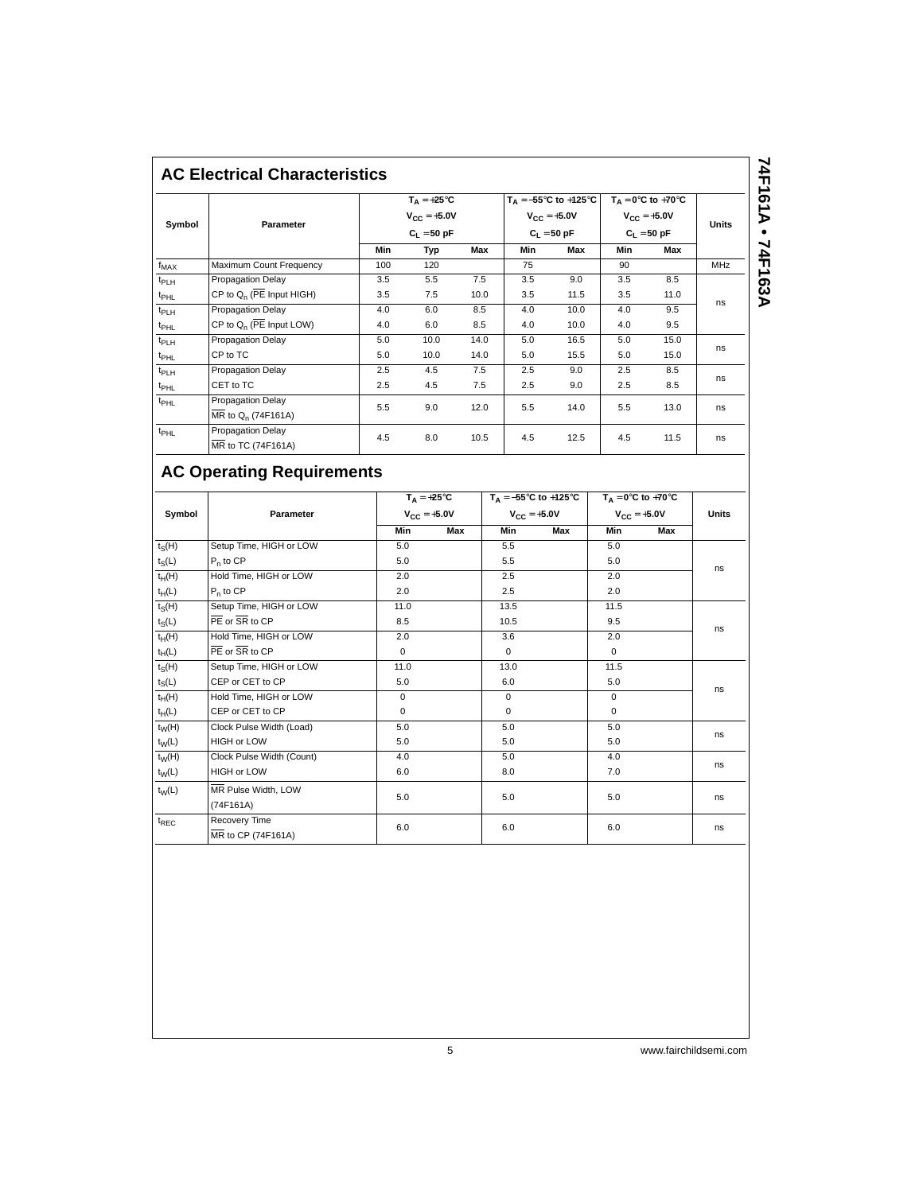## AC Electrical Characteristics

| Symbol | Parameter | $T_A = +25°C$ $V_{CC} = +5.0V$ $C_L = 50$ pF | | | $T_A = -55°C$ to $+125°C$ $V_{CC} = +5.0V$ $C_L = 50$ pF | | $T_A = 0°C$ to $+70°C$ $V_{CC} = +5.0V$ $C_L = 50$ pF | | Units |
|---|---|---|---|---|---|---|---|---|---|
| | | Min | Typ | Max | Min | Max | Min | Max | |
| $f_{MAX}$ | Maximum Count Frequency | 100 | 120 | | 75 | | 90 | | MHz |
| $t_{PLH}$ | Propagation Delay | 3.5 | 5.5 | 7.5 | 3.5 | 9.0 | 3.5 | 8.5 | ns |
| $t_{PHL}$ | CP to $Q_n$ ($\overline{PE}$ Input HIGH) | 3.5 | 7.5 | 10.0 | 3.5 | 11.5 | 3.5 | 11.0 | |
| $t_{PLH}$ | Propagation Delay | 4.0 | 6.0 | 8.5 | 4.0 | 10.0 | 4.0 | 9.5 | |
| $t_{PHL}$ | CP to $Q_n$ ($\overline{PE}$ Input LOW) | 4.0 | 6.0 | 8.5 | 4.0 | 10.0 | 4.0 | 9.5 | |
| $t_{PLH}$ | Propagation Delay | 5.0 | 10.0 | 14.0 | 5.0 | 16.5 | 5.0 | 15.0 | ns |
| $t_{PHL}$ | CP to TC | 5.0 | 10.0 | 14.0 | 5.0 | 15.5 | 5.0 | 15.0 | |
| $t_{PLH}$ | Propagation Delay | 2.5 | 4.5 | 7.5 | 2.5 | 9.0 | 2.5 | 8.5 | ns |
| $t_{PHL}$ | CET to TC | 2.5 | 4.5 | 7.5 | 2.5 | 9.0 | 2.5 | 8.5 | |
| $t_{PHL}$ | Propagation Delay $\overline{MR}$ to $Q_n$ (74F161A) | 5.5 | 9.0 | 12.0 | 5.5 | 14.0 | 5.5 | 13.0 | ns |
| $t_{PHL}$ | Propagation Delay $\overline{MR}$ to TC (74F161A) | 4.5 | 8.0 | 10.5 | 4.5 | 12.5 | 4.5 | 11.5 | ns |

## AC Operating Requirements

| Symbol | Parameter | $T_A = +25°C$ $V_{CC} = +5.0V$ | | $T_A = -55°C$ to $+125°C$ $V_{CC} = +5.0V$ | | $T_A = 0°C$ to $+70°C$ $V_{CC} = +5.0V$ | | Units |
|---|---|---|---|---|---|---|---|---|
| | | Min | Max | Min | Max | Min | Max | |
| $t_S(H)$ | Setup Time, HIGH or LOW | 5.0 | | 5.5 | | 5.0 | | ns |
| $t_S(L)$ | $P_n$ to CP | 5.0 | | 5.5 | | 5.0 | | |
| $t_H(H)$ | Hold Time, HIGH or LOW | 2.0 | | 2.5 | | 2.0 | | |
| $t_H(L)$ | $P_n$ to CP | 2.0 | | 2.5 | | 2.0 | | |
| $t_S(H)$ | Setup Time, HIGH or LOW | 11.0 | | 13.5 | | 11.5 | | ns |
| $t_S(L)$ | $\overline{PE}$ or $\overline{SR}$ to CP | 8.5 | | 10.5 | | 9.5 | | |
| $t_H(H)$ | Hold Time, HIGH or LOW | 2.0 | | 3.6 | | 2.0 | | |
| $t_H(L)$ | $\overline{PE}$ or $\overline{SR}$ to CP | 0 | | 0 | | 0 | | |
| $t_S(H)$ | Setup Time, HIGH or LOW | 11.0 | | 13.0 | | 11.5 | | ns |
| $t_S(L)$ | CEP or CET to CP | 5.0 | | 6.0 | | 5.0 | | |
| $t_H(H)$ | Hold Time, HIGH or LOW | 0 | | 0 | | 0 | | |
| $t_H(L)$ | CEP or CET to CP | 0 | | 0 | | 0 | | |
| $t_W(H)$ | Clock Pulse Width (Load) | 5.0 | | 5.0 | | 5.0 | | ns |
| $t_W(L)$ | HIGH or LOW | 5.0 | | 5.0 | | 5.0 | | |
| $t_W(H)$ | Clock Pulse Width (Count) | 4.0 | | 5.0 | | 4.0 | | ns |
| $t_W(L)$ | HIGH or LOW | 6.0 | | 8.0 | | 7.0 | | |
| $t_W(L)$ | $\overline{MR}$ Pulse Width, LOW (74F161A) | 5.0 | | 5.0 | | 5.0 | | ns |
| $t_{REC}$ | Recovery Time $\overline{MR}$ to CP (74F161A) | 6.0 | | 6.0 | | 6.0 | | ns |